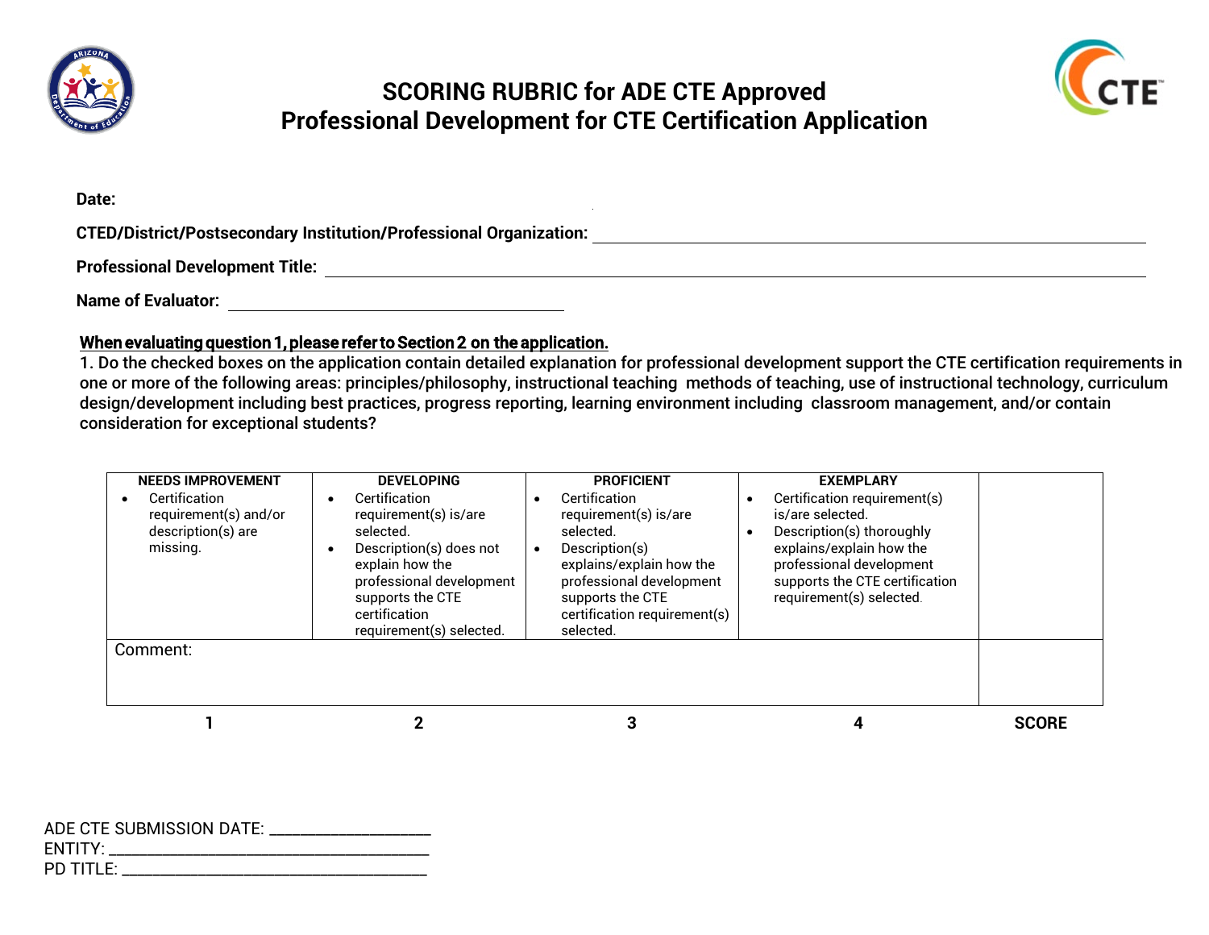# SCORING RUBRIC for ADE CTE Approved Professional Development for CTE Certification Application

**Date:**

**CTED/District/Postsecondary Institution/Professional Organization:** ____________________

**Professional Development Title:** ____________________

**Name of Evaluator:** ____________________

**<u>When evaluating question 1, please refer to Section 2 on the application.</u>**

1. Do the checked boxes on the application contain detailed explanation for professional development support the CTE certification requirements in one or more of the following areas: principles/philosophy, instructional teaching methods of teaching, use of instructional technology, curriculum design/development including best practices, progress reporting, learning environment including classroom management, and/or contain consideration for exceptional students?

| NEEDS IMPROVEMENT | DEVELOPING | PROFICIENT | EXEMPLARY | |
|---|---|---|---|---|
| • Certification requirement(s) and/or description(s) are missing. | • Certification requirement(s) is/are selected.<br>• Description(s) does not explain how the professional development supports the CTE certification requirement(s) selected. | • Certification requirement(s) is/are selected.<br>• Description(s) explains/explain how the professional development supports the CTE certification requirement(s) selected. | • Certification requirement(s) is/are selected.<br>• Description(s) thoroughly explains/explain how the professional development supports the CTE certification requirement(s) selected. | |
| Comment: | | | | |
| **1** | **2** | **3** | **4** | **SCORE** |

ADE CTE SUBMISSION DATE: ____________________
ENTITY: ____________________
PD TITLE: ____________________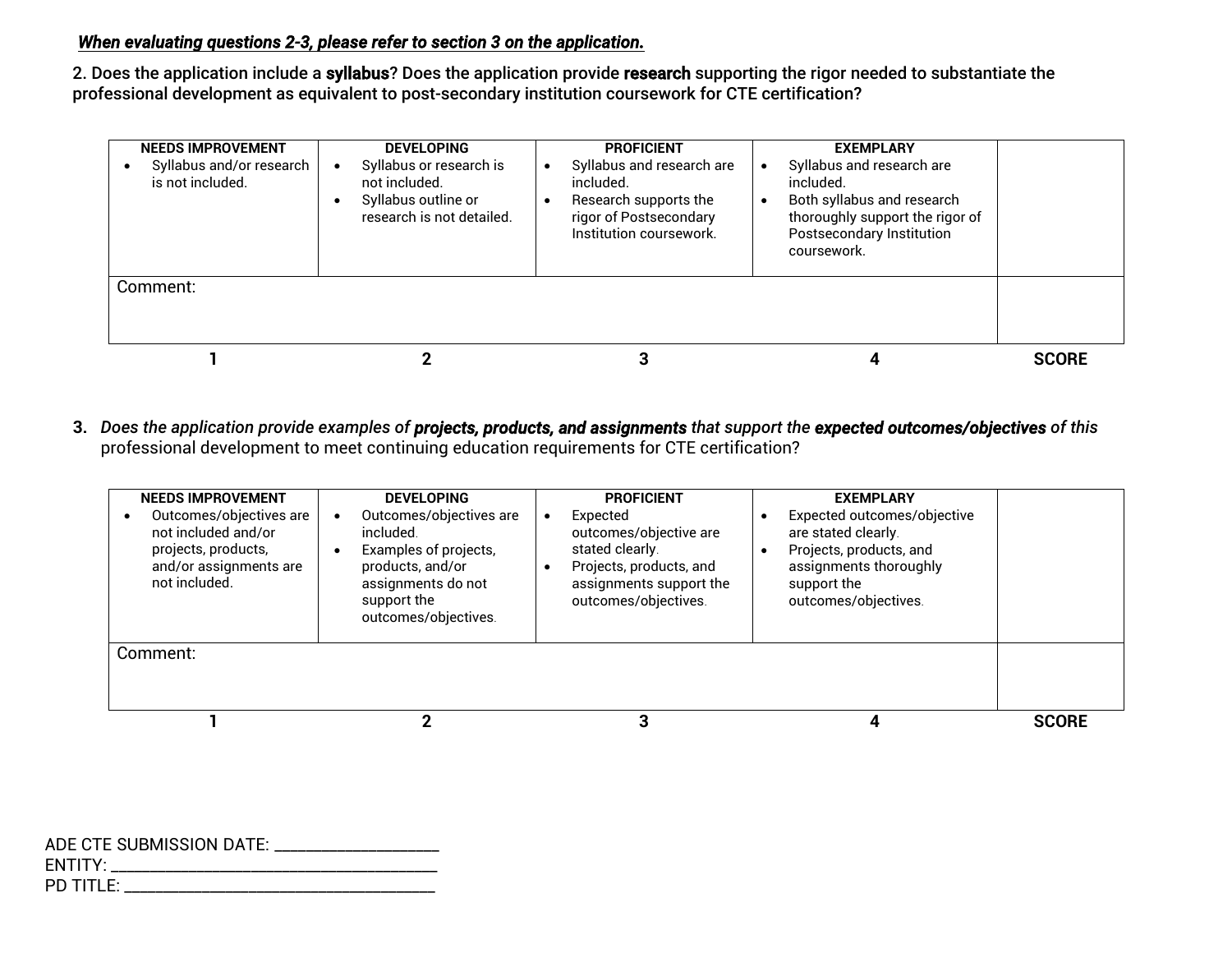***When evaluating questions 2-3, please refer to section 3 on the application.***

2. Does the application include a **syllabus**? Does the application provide **research** supporting the rigor needed to substantiate the professional development as equivalent to post-secondary institution coursework for CTE certification?

| NEEDS IMPROVEMENT | DEVELOPING | PROFICIENT | EXEMPLARY | |
|---|---|---|---|---|
| • Syllabus and/or research is not included. | • Syllabus or research is not included.<br>• Syllabus outline or research is not detailed. | • Syllabus and research are included.<br>• Research supports the rigor of Postsecondary Institution coursework. | • Syllabus and research are included.<br>• Both syllabus and research thoroughly support the rigor of Postsecondary Institution coursework. | |
| Comment: | | | | |
| 1 | 2 | 3 | 4 | SCORE |

3. *Does the application provide examples of* ***projects, products, and assignments*** *that support the* ***expected outcomes/objectives*** *of this* professional development to meet continuing education requirements for CTE certification?

| NEEDS IMPROVEMENT | DEVELOPING | PROFICIENT | EXEMPLARY | |
|---|---|---|---|---|
| • Outcomes/objectives are not included and/or projects, products, and/or assignments are not included. | • Outcomes/objectives are included.<br>• Examples of projects, products, and/or assignments do not support the outcomes/objectives. | • Expected outcomes/objective are stated clearly.<br>• Projects, products, and assignments support the outcomes/objectives. | • Expected outcomes/objective are stated clearly.<br>• Projects, products, and assignments thoroughly support the outcomes/objectives. | |
| Comment: | | | | |
| 1 | 2 | 3 | 4 | SCORE |

ADE CTE SUBMISSION DATE: ____________________
ENTITY: ________________________________________
PD TITLE: ______________________________________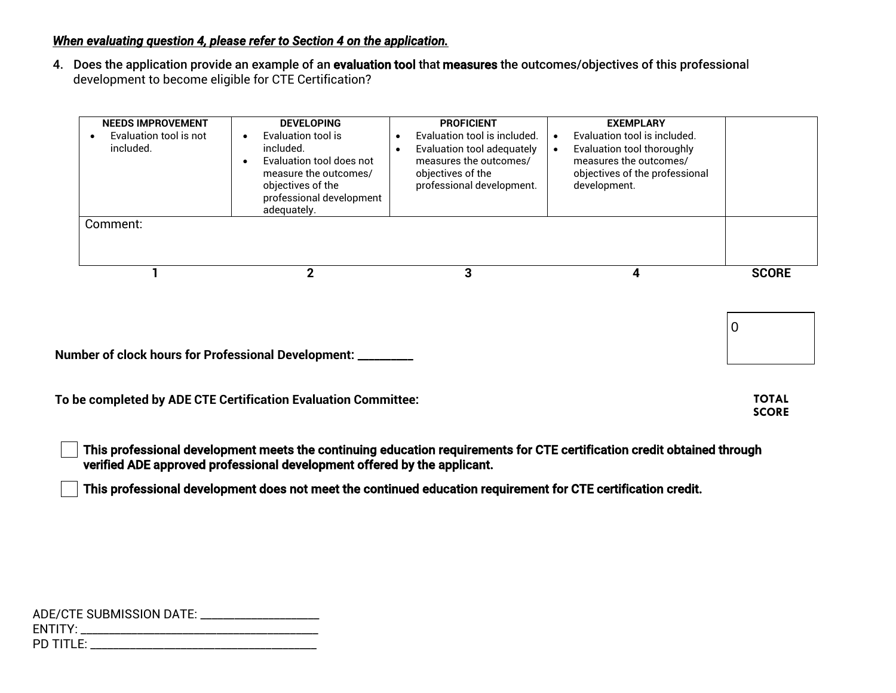***When evaluating question 4, please refer to Section 4 on the application.***

4. Does the application provide an example of an **evaluation tool** that **measures** the outcomes/objectives of this professional development to become eligible for CTE Certification?

| NEEDS IMPROVEMENT | DEVELOPING | PROFICIENT | EXEMPLARY | |
|---|---|---|---|---|
| • Evaluation tool is not included. | • Evaluation tool is included.<br>• Evaluation tool does not measure the outcomes/ objectives of the professional development adequately. | • Evaluation tool is included.<br>• Evaluation tool adequately measures the outcomes/ objectives of the professional development. | • Evaluation tool is included.<br>• Evaluation tool thoroughly measures the outcomes/ objectives of the professional development. | |
| Comment: | | | | |
| **1** | **2** | **3** | **4** | **SCORE** |

**Number of clock hours for Professional Development: _________**

0

**To be completed by ADE CTE Certification Evaluation Committee:**

**TOTAL SCORE**

☐ **This professional development meets the continuing education requirements for CTE certification credit obtained through verified ADE approved professional development offered by the applicant.**

☐ **This professional development does not meet the continued education requirement for CTE certification credit.**

ADE/CTE SUBMISSION DATE: ____________________
ENTITY: ________________________________________
PD TITLE: ______________________________________